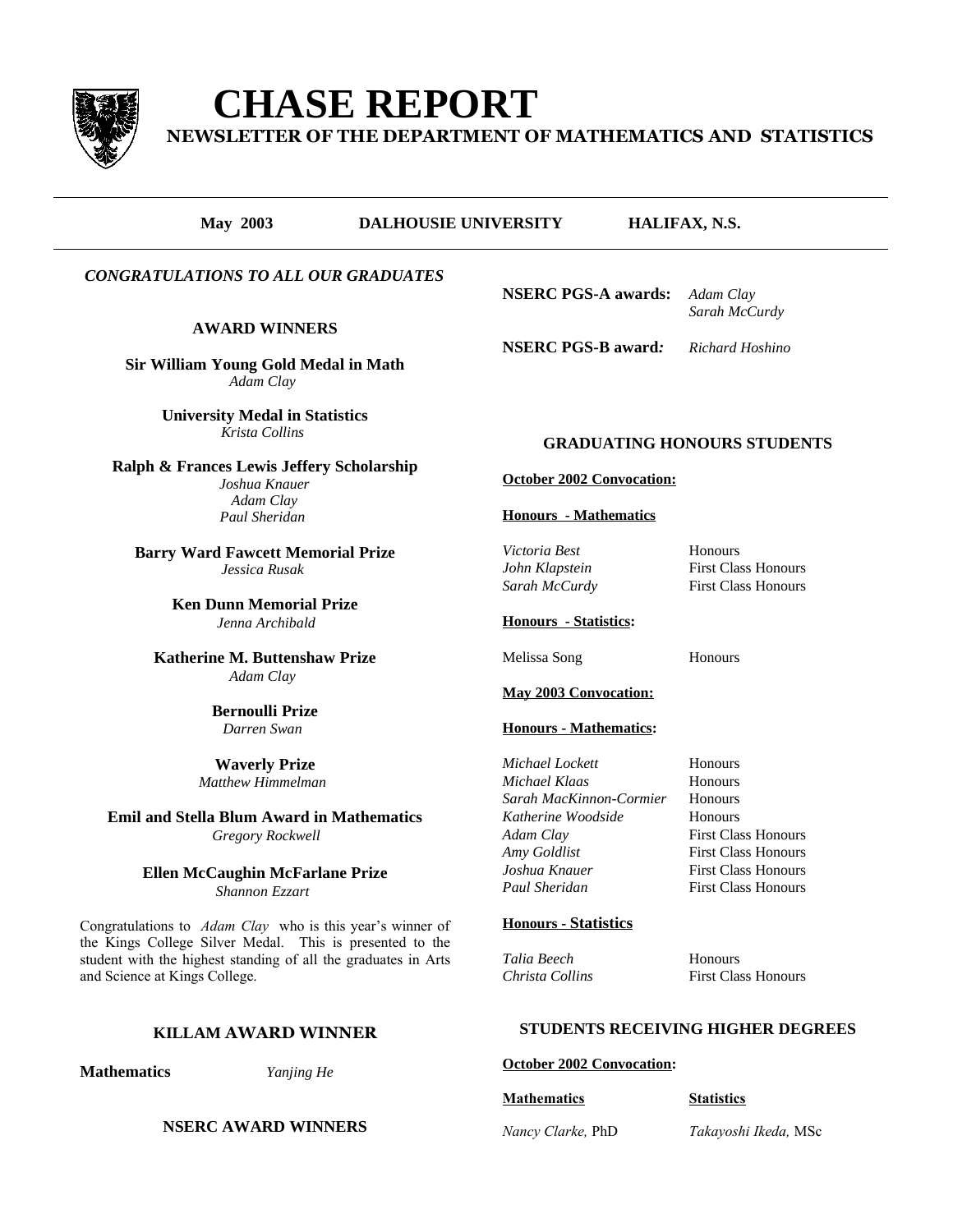# CHASE REPORT

## NEWSLETTER OF THE DEPARTMENT OF MATHEMATICS AND STATISTICS

**May 2003** **DALHOUSIE UNIVERSITY** **HALIFAX, N.S.**

---

***CONGRATULATIONS TO ALL OUR GRADUATES***

### AWARD WINNERS

**Sir William Young Gold Medal in Math**
*Adam Clay*

**University Medal in Statistics**
*Krista Collins*

**Ralph & Frances Lewis Jeffery Scholarship**
*Joshua Knauer*
*Adam Clay*
*Paul Sheridan*

**Barry Ward Fawcett Memorial Prize**
*Jessica Rusak*

**Ken Dunn Memorial Prize**
*Jenna Archibald*

**Katherine M. Buttenshaw Prize**
*Adam Clay*

**Bernoulli Prize**
*Darren Swan*

**Waverly Prize**
*Matthew Himmelman*

**Emil and Stella Blum Award in Mathematics**
*Gregory Rockwell*

**Ellen McCaughin McFarlane Prize**
*Shannon Ezzart*

Congratulations to *Adam Clay* who is this year's winner of the Kings College Silver Medal. This is presented to the student with the highest standing of all the graduates in Arts and Science at Kings College.

### KILLAM AWARD WINNER

**Mathematics** *Yanjing He*

### NSERC AWARD WINNERS

**NSERC PGS-A awards:** *Adam Clay*, *Sarah McCurdy*

**NSERC PGS-B award:** *Richard Hoshino*

### GRADUATING HONOURS STUDENTS

**October 2002 Convocation:**

**Honours - Mathematics**

| | |
|---|---|
| *Victoria Best* | Honours |
| *John Klapstein* | First Class Honours |
| *Sarah McCurdy* | First Class Honours |

**Honours - Statistics:**

| | |
|---|---|
| Melissa Song | Honours |

**May 2003 Convocation:**

**Honours - Mathematics:**

| | |
|---|---|
| *Michael Lockett* | Honours |
| *Michael Klaas* | Honours |
| *Sarah MacKinnon-Cormier* | Honours |
| *Katherine Woodside* | Honours |
| *Adam Clay* | First Class Honours |
| *Amy Goldlist* | First Class Honours |
| *Joshua Knauer* | First Class Honours |
| *Paul Sheridan* | First Class Honours |

**Honours - Statistics**

| | |
|---|---|
| *Talia Beech* | Honours |
| *Christa Collins* | First Class Honours |

### STUDENTS RECEIVING HIGHER DEGREES

**October 2002 Convocation:**

| Mathematics | Statistics |
|---|---|
| *Nancy Clarke,* PhD | *Takayoshi Ikeda,* MSc |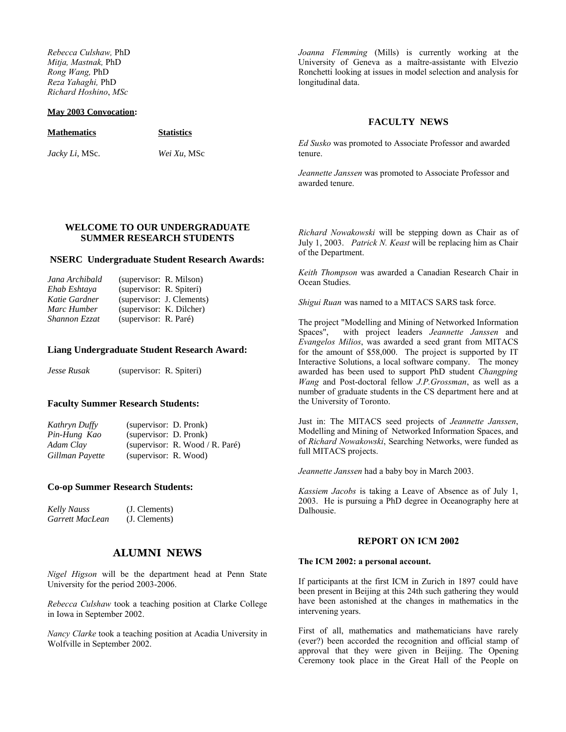*Rebecca Culshaw,* PhD
*Mitja, Mastnak,* PhD
*Rong Wang,* PhD
*Reza Yahaghi,* PhD
*Richard Hoshino*, *MSc*

**May 2003 Convocation:**

| **Mathematics** | **Statistics** |
| --- | --- |
| *Jacky Li*, MSc. | *Wei Xu*, MSc |

### WELCOME TO OUR UNDERGRADUATE SUMMER RESEARCH STUDENTS

#### NSERC Undergraduate Student Research Awards:

| | |
| --- | --- |
| *Jana Archibald* | (supervisor: R. Milson) |
| *Ehab Eshtaya* | (supervisor: R. Spiteri) |
| *Katie Gardner* | (supervisor: J. Clements) |
| *Marc Humber* | (supervisor: K. Dilcher) |
| *Shannon Ezzat* | (supervisor: R. Paré) |

#### Liang Undergraduate Student Research Award:

| | |
| --- | --- |
| *Jesse Rusak* | (supervisor: R. Spiteri) |

#### Faculty Summer Research Students:

| | |
| --- | --- |
| *Kathryn Duffy* | (supervisor: D. Pronk) |
| *Pin-Hung Kao* | (supervisor: D. Pronk) |
| *Adam Clay* | (supervisor: R. Wood / R. Paré) |
| *Gillman Payette* | (supervisor: R. Wood) |

#### Co-op Summer Research Students:

| | |
| --- | --- |
| *Kelly Nauss* | (J. Clements) |
| *Garrett MacLean* | (J. Clements) |

## ALUMNI NEWS

*Nigel Higson* will be the department head at Penn State University for the period 2003-2006.

*Rebecca Culshaw* took a teaching position at Clarke College in Iowa in September 2002.

*Nancy Clarke* took a teaching position at Acadia University in Wolfville in September 2002.

*Joanna Flemming* (Mills) is currently working at the University of Geneva as a maître-assistante with Elvezio Ronchetti looking at issues in model selection and analysis for longitudinal data.

## FACULTY NEWS

*Ed Susko* was promoted to Associate Professor and awarded tenure.

*Jeannette Janssen* was promoted to Associate Professor and awarded tenure.

*Richard Nowakowski* will be stepping down as Chair as of July 1, 2003. *Patrick N. Keast* will be replacing him as Chair of the Department.

*Keith Thompson* was awarded a Canadian Research Chair in Ocean Studies.

*Shigui Ruan* was named to a MITACS SARS task force.

The project "Modelling and Mining of Networked Information Spaces", with project leaders *Jeannette Janssen* and *Evangelos Milios*, was awarded a seed grant from MITACS for the amount of $58,000. The project is supported by IT Interactive Solutions, a local software company. The money awarded has been used to support PhD student *Changping Wang* and Post-doctoral fellow *J.P.Grossman*, as well as a number of graduate students in the CS department here and at the University of Toronto.

Just in: The MITACS seed projects of *Jeannette Janssen*, Modelling and Mining of Networked Information Spaces, and of *Richard Nowakowski*, Searching Networks, were funded as full MITACS projects.

*Jeannette Janssen* had a baby boy in March 2003.

*Kassiem Jacobs* is taking a Leave of Absence as of July 1, 2003. He is pursuing a PhD degree in Oceanography here at Dalhousie.

## REPORT ON ICM 2002

**The ICM 2002: a personal account.**

If participants at the first ICM in Zurich in 1897 could have been present in Beijing at this 24th such gathering they would have been astonished at the changes in mathematics in the intervening years.

First of all, mathematics and mathematicians have rarely (ever?) been accorded the recognition and official stamp of approval that they were given in Beijing. The Opening Ceremony took place in the Great Hall of the People on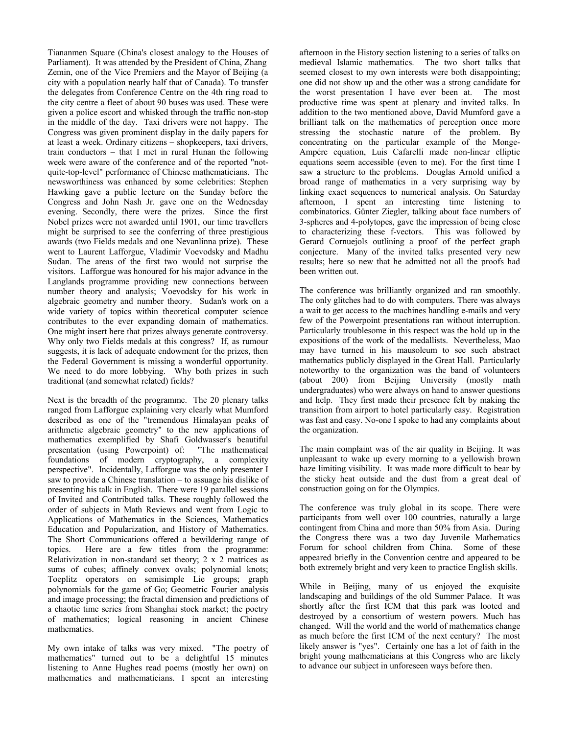Tiananmen Square (China's closest analogy to the Houses of Parliament). It was attended by the President of China, Zhang Zemin, one of the Vice Premiers and the Mayor of Beijing (a city with a population nearly half that of Canada). To transfer the delegates from Conference Centre on the 4th ring road to the city centre a fleet of about 90 buses was used. These were given a police escort and whisked through the traffic non-stop in the middle of the day. Taxi drivers were not happy. The Congress was given prominent display in the daily papers for at least a week. Ordinary citizens – shopkeepers, taxi drivers, train conductors – that I met in rural Hunan the following week were aware of the conference and of the reported "not-quite-top-level" performance of Chinese mathematicians. The newsworthiness was enhanced by some celebrities: Stephen Hawking gave a public lecture on the Sunday before the Congress and John Nash Jr. gave one on the Wednesday evening. Secondly, there were the prizes. Since the first Nobel prizes were not awarded until 1901, our time travellers might be surprised to see the conferring of three prestigious awards (two Fields medals and one Nevanlinna prize). These went to Laurent Lafforgue, Vladimir Voevodsky and Madhu Sudan. The areas of the first two would not surprise the visitors. Lafforgue was honoured for his major advance in the Langlands programme providing new connections between number theory and analysis; Voevodsky for his work in algebraic geometry and number theory. Sudan's work on a wide variety of topics within theoretical computer science contributes to the ever expanding domain of mathematics. One might insert here that prizes always generate controversy. Why only two Fields medals at this congress? If, as rumour suggests, it is lack of adequate endowment for the prizes, then the Federal Government is missing a wonderful opportunity. We need to do more lobbying. Why both prizes in such traditional (and somewhat related) fields?

Next is the breadth of the programme. The 20 plenary talks ranged from Lafforgue explaining very clearly what Mumford described as one of the "tremendous Himalayan peaks of arithmetic algebraic geometry" to the new applications of mathematics exemplified by Shafi Goldwasser's beautiful presentation (using Powerpoint) of: "The mathematical foundations of modern cryptography, a complexity perspective". Incidentally, Lafforgue was the only presenter I saw to provide a Chinese translation – to assuage his dislike of presenting his talk in English. There were 19 parallel sessions of Invited and Contributed talks. These roughly followed the order of subjects in Math Reviews and went from Logic to Applications of Mathematics in the Sciences, Mathematics Education and Popularization, and History of Mathematics. The Short Communications offered a bewildering range of topics. Here are a few titles from the programme: Relativization in non-standard set theory; 2 x 2 matrices as sums of cubes; affinely convex ovals; polynomial knots; Toeplitz operators on semisimple Lie groups; graph polynomials for the game of Go; Geometric Fourier analysis and image processing; the fractal dimension and predictions of a chaotic time series from Shanghai stock market; the poetry of mathematics; logical reasoning in ancient Chinese mathematics.

My own intake of talks was very mixed. "The poetry of mathematics" turned out to be a delightful 15 minutes listening to Anne Hughes read poems (mostly her own) on mathematics and mathematicians. I spent an interesting afternoon in the History section listening to a series of talks on medieval Islamic mathematics. The two short talks that seemed closest to my own interests were both disappointing; one did not show up and the other was a strong candidate for the worst presentation I have ever been at. The most productive time was spent at plenary and invited talks. In addition to the two mentioned above, David Mumford gave a brilliant talk on the mathematics of perception once more stressing the stochastic nature of the problem. By concentrating on the particular example of the Monge-Ampére equation, Luis Cafarelli made non-linear elliptic equations seem accessible (even to me). For the first time I saw a structure to the problems. Douglas Arnold unified a broad range of mathematics in a very surprising way by linking exact sequences to numerical analysis. On Saturday afternoon, I spent an interesting time listening to combinatorics. Günter Ziegler, talking about face numbers of 3-spheres and 4-polytopes, gave the impression of being close to characterizing these f-vectors. This was followed by Gerard Cornuejols outlining a proof of the perfect graph conjecture. Many of the invited talks presented very new results; here so new that he admitted not all the proofs had been written out.

The conference was brilliantly organized and ran smoothly. The only glitches had to do with computers. There was always a wait to get access to the machines handling e-mails and very few of the Powerpoint presentations ran without interruption. Particularly troublesome in this respect was the hold up in the expositions of the work of the medallists. Nevertheless, Mao may have turned in his mausoleum to see such abstract mathematics publicly displayed in the Great Hall. Particularly noteworthy to the organization was the band of volunteers (about 200) from Beijing University (mostly math undergraduates) who were always on hand to answer questions and help. They first made their presence felt by making the transition from airport to hotel particularly easy. Registration was fast and easy. No-one I spoke to had any complaints about the organization.

The main complaint was of the air quality in Beijing. It was unpleasant to wake up every morning to a yellowish brown haze limiting visibility. It was made more difficult to bear by the sticky heat outside and the dust from a great deal of construction going on for the Olympics.

The conference was truly global in its scope. There were participants from well over 100 countries, naturally a large contingent from China and more than 50% from Asia. During the Congress there was a two day Juvenile Mathematics Forum for school children from China. Some of these appeared briefly in the Convention centre and appeared to be both extremely bright and very keen to practice English skills.

While in Beijing, many of us enjoyed the exquisite landscaping and buildings of the old Summer Palace. It was shortly after the first ICM that this park was looted and destroyed by a consortium of western powers. Much has changed. Will the world and the world of mathematics change as much before the first ICM of the next century? The most likely answer is "yes". Certainly one has a lot of faith in the bright young mathematicians at this Congress who are likely to advance our subject in unforeseen ways before then.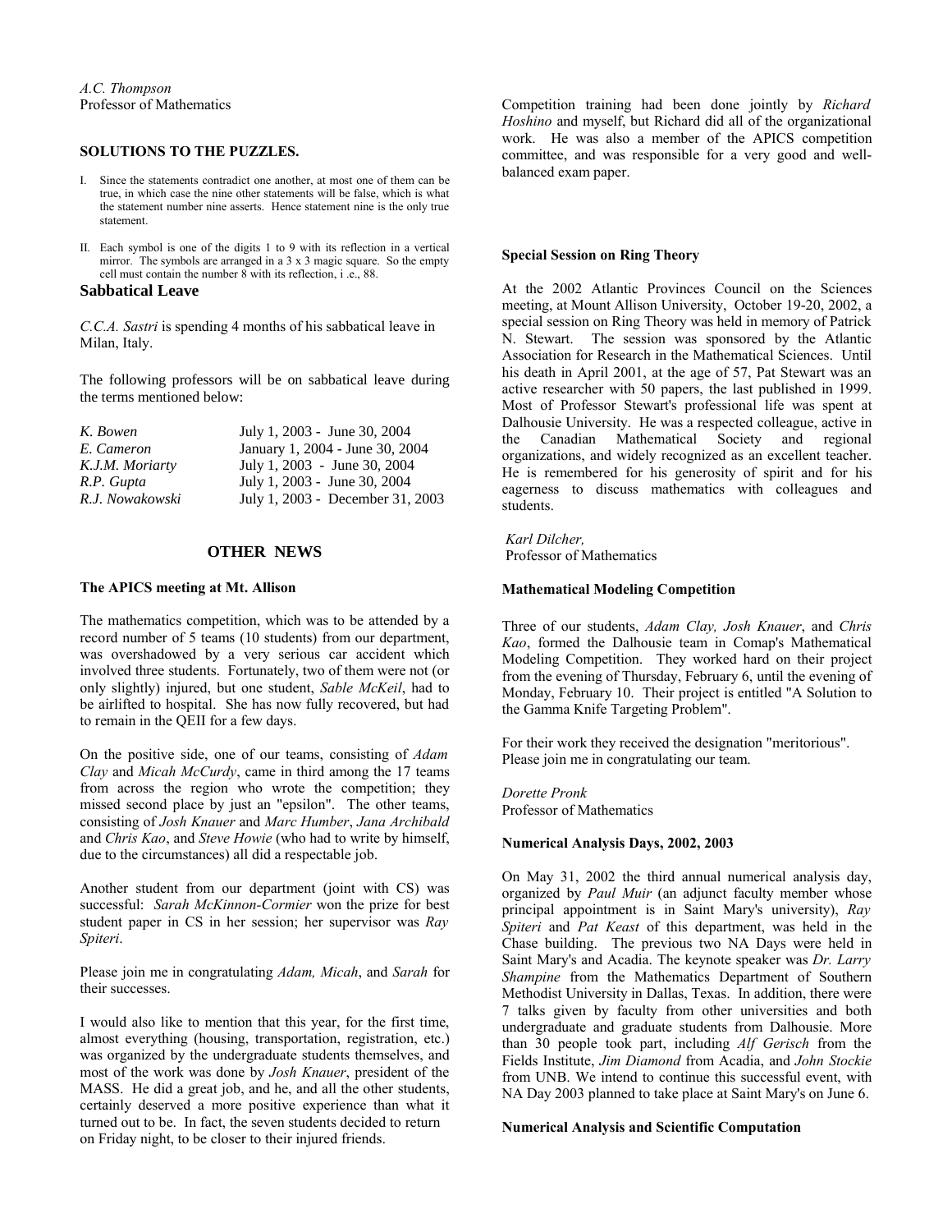*A.C. Thompson*
Professor of Mathematics

**SOLUTIONS TO THE PUZZLES.**

I. Since the statements contradict one another, at most one of them can be true, in which case the nine other statements will be false, which is what the statement number nine asserts. Hence statement nine is the only true statement.

II. Each symbol is one of the digits 1 to 9 with its reflection in a vertical mirror. The symbols are arranged in a 3 x 3 magic square. So the empty cell must contain the number 8 with its reflection, i .e., 88.

## Sabbatical Leave

*C.C.A. Sastri* is spending 4 months of his sabbatical leave in Milan, Italy.

The following professors will be on sabbatical leave during the terms mentioned below:

| | |
|---|---|
| *K. Bowen* | July 1, 2003 - June 30, 2004 |
| *E. Cameron* | January 1, 2004 - June 30, 2004 |
| *K.J.M. Moriarty* | July 1, 2003 - June 30, 2004 |
| *R.P. Gupta* | July 1, 2003 - June 30, 2004 |
| *R.J. Nowakowski* | July 1, 2003 - December 31, 2003 |

## OTHER NEWS

### The APICS meeting at Mt. Allison

The mathematics competition, which was to be attended by a record number of 5 teams (10 students) from our department, was overshadowed by a very serious car accident which involved three students. Fortunately, two of them were not (or only slightly) injured, but one student, *Sable McKeil*, had to be airlifted to hospital. She has now fully recovered, but had to remain in the QEII for a few days.

On the positive side, one of our teams, consisting of *Adam Clay* and *Micah McCurdy*, came in third among the 17 teams from across the region who wrote the competition; they missed second place by just an "epsilon". The other teams, consisting of *Josh Knauer* and *Marc Humber*, *Jana Archibald* and *Chris Kao*, and *Steve Howie* (who had to write by himself, due to the circumstances) all did a respectable job.

Another student from our department (joint with CS) was successful: *Sarah McKinnon-Cormier* won the prize for best student paper in CS in her session; her supervisor was *Ray Spiteri*.

Please join me in congratulating *Adam, Micah*, and *Sarah* for their successes.

I would also like to mention that this year, for the first time, almost everything (housing, transportation, registration, etc.) was organized by the undergraduate students themselves, and most of the work was done by *Josh Knauer*, president of the MASS. He did a great job, and he, and all the other students, certainly deserved a more positive experience than what it turned out to be. In fact, the seven students decided to return on Friday night, to be closer to their injured friends.

Competition training had been done jointly by *Richard Hoshino* and myself, but Richard did all of the organizational work. He was also a member of the APICS competition committee, and was responsible for a very good and well-balanced exam paper.

### Special Session on Ring Theory

At the 2002 Atlantic Provinces Council on the Sciences meeting, at Mount Allison University, October 19-20, 2002, a special session on Ring Theory was held in memory of Patrick N. Stewart. The session was sponsored by the Atlantic Association for Research in the Mathematical Sciences. Until his death in April 2001, at the age of 57, Pat Stewart was an active researcher with 50 papers, the last published in 1999. Most of Professor Stewart's professional life was spent at Dalhousie University. He was a respected colleague, active in the Canadian Mathematical Society and regional organizations, and widely recognized as an excellent teacher. He is remembered for his generosity of spirit and for his eagerness to discuss mathematics with colleagues and students.

*Karl Dilcher,*
Professor of Mathematics

### Mathematical Modeling Competition

Three of our students, *Adam Clay, Josh Knauer*, and *Chris Kao*, formed the Dalhousie team in Comap's Mathematical Modeling Competition. They worked hard on their project from the evening of Thursday, February 6, until the evening of Monday, February 10. Their project is entitled "A Solution to the Gamma Knife Targeting Problem".

For their work they received the designation "meritorious". Please join me in congratulating our team.

*Dorette Pronk*
Professor of Mathematics

### Numerical Analysis Days, 2002, 2003

On May 31, 2002 the third annual numerical analysis day, organized by *Paul Muir* (an adjunct faculty member whose principal appointment is in Saint Mary's university), *Ray Spiteri* and *Pat Keast* of this department, was held in the Chase building. The previous two NA Days were held in Saint Mary's and Acadia. The keynote speaker was *Dr. Larry Shampine* from the Mathematics Department of Southern Methodist University in Dallas, Texas. In addition, there were 7 talks given by faculty from other universities and both undergraduate and graduate students from Dalhousie. More than 30 people took part, including *Alf Gerisch* from the Fields Institute, *Jim Diamond* from Acadia, and *John Stockie* from UNB. We intend to continue this successful event, with NA Day 2003 planned to take place at Saint Mary's on June 6.

### Numerical Analysis and Scientific Computation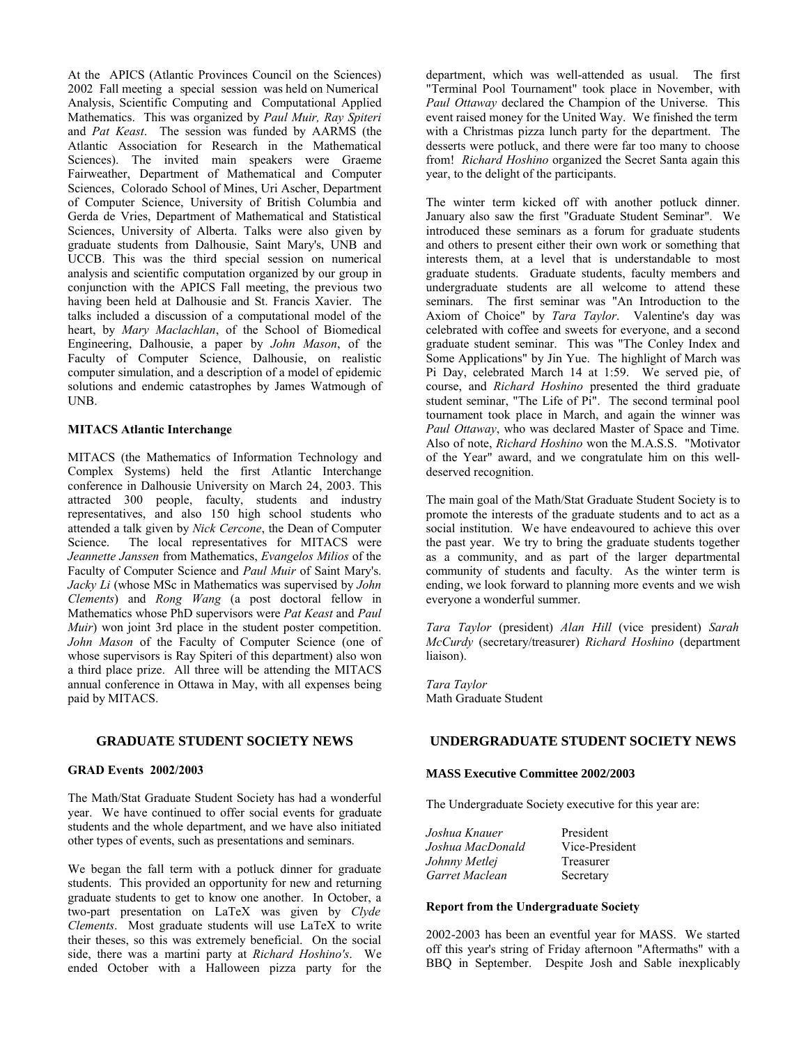At the APICS (Atlantic Provinces Council on the Sciences) 2002 Fall meeting a special session was held on Numerical Analysis, Scientific Computing and Computational Applied Mathematics. This was organized by *Paul Muir, Ray Spiteri* and *Pat Keast*. The session was funded by AARMS (the Atlantic Association for Research in the Mathematical Sciences). The invited main speakers were Graeme Fairweather, Department of Mathematical and Computer Sciences, Colorado School of Mines, Uri Ascher, Department of Computer Science, University of British Columbia and Gerda de Vries, Department of Mathematical and Statistical Sciences, University of Alberta. Talks were also given by graduate students from Dalhousie, Saint Mary's, UNB and UCCB. This was the third special session on numerical analysis and scientific computation organized by our group in conjunction with the APICS Fall meeting, the previous two having been held at Dalhousie and St. Francis Xavier. The talks included a discussion of a computational model of the heart, by *Mary Maclachlan*, of the School of Biomedical Engineering, Dalhousie, a paper by *John Mason*, of the Faculty of Computer Science, Dalhousie, on realistic computer simulation, and a description of a model of epidemic solutions and endemic catastrophes by James Watmough of UNB.

**MITACS Atlantic Interchange**

MITACS (the Mathematics of Information Technology and Complex Systems) held the first Atlantic Interchange conference in Dalhousie University on March 24, 2003. This attracted 300 people, faculty, students and industry representatives, and also 150 high school students who attended a talk given by *Nick Cercone*, the Dean of Computer Science. The local representatives for MITACS were *Jeannette Janssen* from Mathematics, *Evangelos Milios* of the Faculty of Computer Science and *Paul Muir* of Saint Mary's. *Jacky Li* (whose MSc in Mathematics was supervised by *John Clements*) and *Rong Wang* (a post doctoral fellow in Mathematics whose PhD supervisors were *Pat Keast* and *Paul Muir*) won joint 3rd place in the student poster competition. *John Mason* of the Faculty of Computer Science (one of whose supervisors is Ray Spiteri of this department) also won a third place prize. All three will be attending the MITACS annual conference in Ottawa in May, with all expenses being paid by MITACS.

## GRADUATE STUDENT SOCIETY NEWS

**GRAD Events 2002/2003**

The Math/Stat Graduate Student Society has had a wonderful year. We have continued to offer social events for graduate students and the whole department, and we have also initiated other types of events, such as presentations and seminars.

We began the fall term with a potluck dinner for graduate students. This provided an opportunity for new and returning graduate students to get to know one another. In October, a two-part presentation on LaTeX was given by *Clyde Clements*. Most graduate students will use LaTeX to write their theses, so this was extremely beneficial. On the social side, there was a martini party at *Richard Hoshino's*. We ended October with a Halloween pizza party for the department, which was well-attended as usual. The first "Terminal Pool Tournament" took place in November, with *Paul Ottaway* declared the Champion of the Universe. This event raised money for the United Way. We finished the term with a Christmas pizza lunch party for the department. The desserts were potluck, and there were far too many to choose from! *Richard Hoshino* organized the Secret Santa again this year, to the delight of the participants.

The winter term kicked off with another potluck dinner. January also saw the first "Graduate Student Seminar". We introduced these seminars as a forum for graduate students and others to present either their own work or something that interests them, at a level that is understandable to most graduate students. Graduate students, faculty members and undergraduate students are all welcome to attend these seminars. The first seminar was "An Introduction to the Axiom of Choice" by *Tara Taylor*. Valentine's day was celebrated with coffee and sweets for everyone, and a second graduate student seminar. This was "The Conley Index and Some Applications" by Jin Yue. The highlight of March was Pi Day, celebrated March 14 at 1:59. We served pie, of course, and *Richard Hoshino* presented the third graduate student seminar, "The Life of Pi". The second terminal pool tournament took place in March, and again the winner was *Paul Ottaway*, who was declared Master of Space and Time. Also of note, *Richard Hoshino* won the M.A.S.S. "Motivator of the Year" award, and we congratulate him on this well-deserved recognition.

The main goal of the Math/Stat Graduate Student Society is to promote the interests of the graduate students and to act as a social institution. We have endeavoured to achieve this over the past year. We try to bring the graduate students together as a community, and as part of the larger departmental community of students and faculty. As the winter term is ending, we look forward to planning more events and we wish everyone a wonderful summer.

*Tara Taylor* (president) *Alan Hill* (vice president) *Sarah McCurdy* (secretary/treasurer) *Richard Hoshino* (department liaison).

*Tara Taylor*
Math Graduate Student

## UNDERGRADUATE STUDENT SOCIETY NEWS

**MASS Executive Committee 2002/2003**

The Undergraduate Society executive for this year are:

| | |
|---|---|
| *Joshua Knauer* | President |
| *Joshua MacDonald* | Vice-President |
| *Johnny Metlej* | Treasurer |
| *Garret Maclean* | Secretary |

**Report from the Undergraduate Society**

2002-2003 has been an eventful year for MASS. We started off this year's string of Friday afternoon "Aftermaths" with a BBQ in September. Despite Josh and Sable inexplicably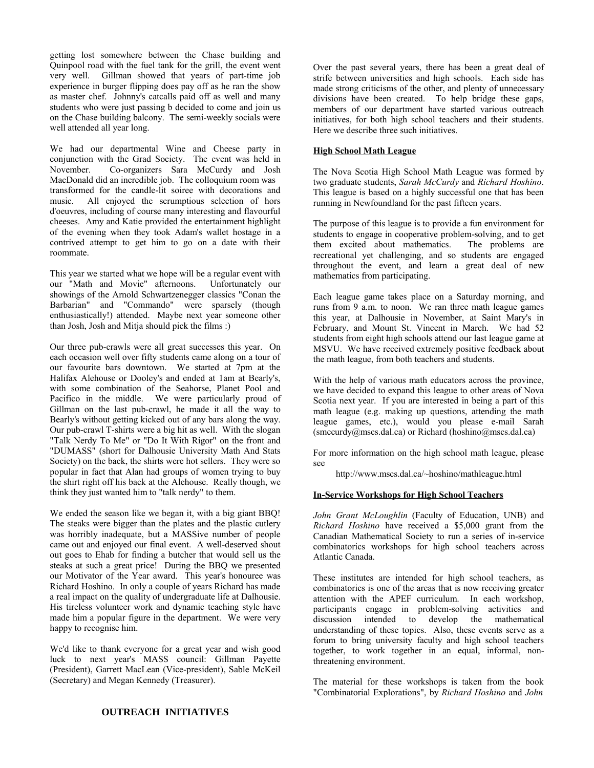getting lost somewhere between the Chase building and Quinpool road with the fuel tank for the grill, the event went very well. Gillman showed that years of part-time job experience in burger flipping does pay off as he ran the show as master chef. Johnny's catcalls paid off as well and many students who were just passing b decided to come and join us on the Chase building balcony. The semi-weekly socials were well attended all year long.

We had our departmental Wine and Cheese party in conjunction with the Grad Society. The event was held in November. Co-organizers Sara McCurdy and Josh MacDonald did an incredible job. The colloquium room was transformed for the candle-lit soiree with decorations and music. All enjoyed the scrumptious selection of hors d'oeuvres, including of course many interesting and flavourful cheeses. Amy and Katie provided the entertainment highlight of the evening when they took Adam's wallet hostage in a contrived attempt to get him to go on a date with their roommate.

This year we started what we hope will be a regular event with our "Math and Movie" afternoons. Unfortunately our showings of the Arnold Schwartzenegger classics "Conan the Barbarian" and "Commando" were sparsely (though enthusiastically!) attended. Maybe next year someone other than Josh, Josh and Mitja should pick the films :)

Our three pub-crawls were all great successes this year. On each occasion well over fifty students came along on a tour of our favourite bars downtown. We started at 7pm at the Halifax Alehouse or Dooley's and ended at 1am at Bearly's, with some combination of the Seahorse, Planet Pool and Pacifico in the middle. We were particularly proud of Gillman on the last pub-crawl, he made it all the way to Bearly's without getting kicked out of any bars along the way. Our pub-crawl T-shirts were a big hit as well. With the slogan "Talk Nerdy To Me" or "Do It With Rigor" on the front and "DUMASS" (short for Dalhousie University Math And Stats Society) on the back, the shirts were hot sellers. They were so popular in fact that Alan had groups of women trying to buy the shirt right off his back at the Alehouse. Really though, we think they just wanted him to "talk nerdy" to them.

We ended the season like we began it, with a big giant BBQ! The steaks were bigger than the plates and the plastic cutlery was horribly inadequate, but a MASSive number of people came out and enjoyed our final event. A well-deserved shout out goes to Ehab for finding a butcher that would sell us the steaks at such a great price! During the BBQ we presented our Motivator of the Year award. This year's honouree was Richard Hoshino. In only a couple of years Richard has made a real impact on the quality of undergraduate life at Dalhousie. His tireless volunteer work and dynamic teaching style have made him a popular figure in the department. We were very happy to recognise him.

We'd like to thank everyone for a great year and wish good luck to next year's MASS council: Gillman Payette (President), Garrett MacLean (Vice-president), Sable McKeil (Secretary) and Megan Kennedy (Treasurer).

## OUTREACH INITIATIVES

Over the past several years, there has been a great deal of strife between universities and high schools. Each side has made strong criticisms of the other, and plenty of unnecessary divisions have been created. To help bridge these gaps, members of our department have started various outreach initiatives, for both high school teachers and their students. Here we describe three such initiatives.

### High School Math League

The Nova Scotia High School Math League was formed by two graduate students, *Sarah McCurdy* and *Richard Hoshino*. This league is based on a highly successful one that has been running in Newfoundland for the past fifteen years.

The purpose of this league is to provide a fun environment for students to engage in cooperative problem-solving, and to get them excited about mathematics. The problems are recreational yet challenging, and so students are engaged throughout the event, and learn a great deal of new mathematics from participating.

Each league game takes place on a Saturday morning, and runs from 9 a.m. to noon. We ran three math league games this year, at Dalhousie in November, at Saint Mary's in February, and Mount St. Vincent in March. We had 52 students from eight high schools attend our last league game at MSVU. We have received extremely positive feedback about the math league, from both teachers and students.

With the help of various math educators across the province, we have decided to expand this league to other areas of Nova Scotia next year. If you are interested in being a part of this math league (e.g. making up questions, attending the math league games, etc.), would you please e-mail Sarah (smccurdy@mscs.dal.ca) or Richard (hoshino@mscs.dal.ca)

For more information on the high school math league, please see

http://www.mscs.dal.ca/~hoshino/mathleague.html

### In-Service Workshops for High School Teachers

*John Grant McLoughlin* (Faculty of Education, UNB) and *Richard Hoshino* have received a $5,000 grant from the Canadian Mathematical Society to run a series of in-service combinatorics workshops for high school teachers across Atlantic Canada.

These institutes are intended for high school teachers, as combinatorics is one of the areas that is now receiving greater attention with the APEF curriculum. In each workshop, participants engage in problem-solving activities and discussion intended to develop the mathematical understanding of these topics. Also, these events serve as a forum to bring university faculty and high school teachers together, to work together in an equal, informal, non-threatening environment.

The material for these workshops is taken from the book "Combinatorial Explorations", by *Richard Hoshino* and *John*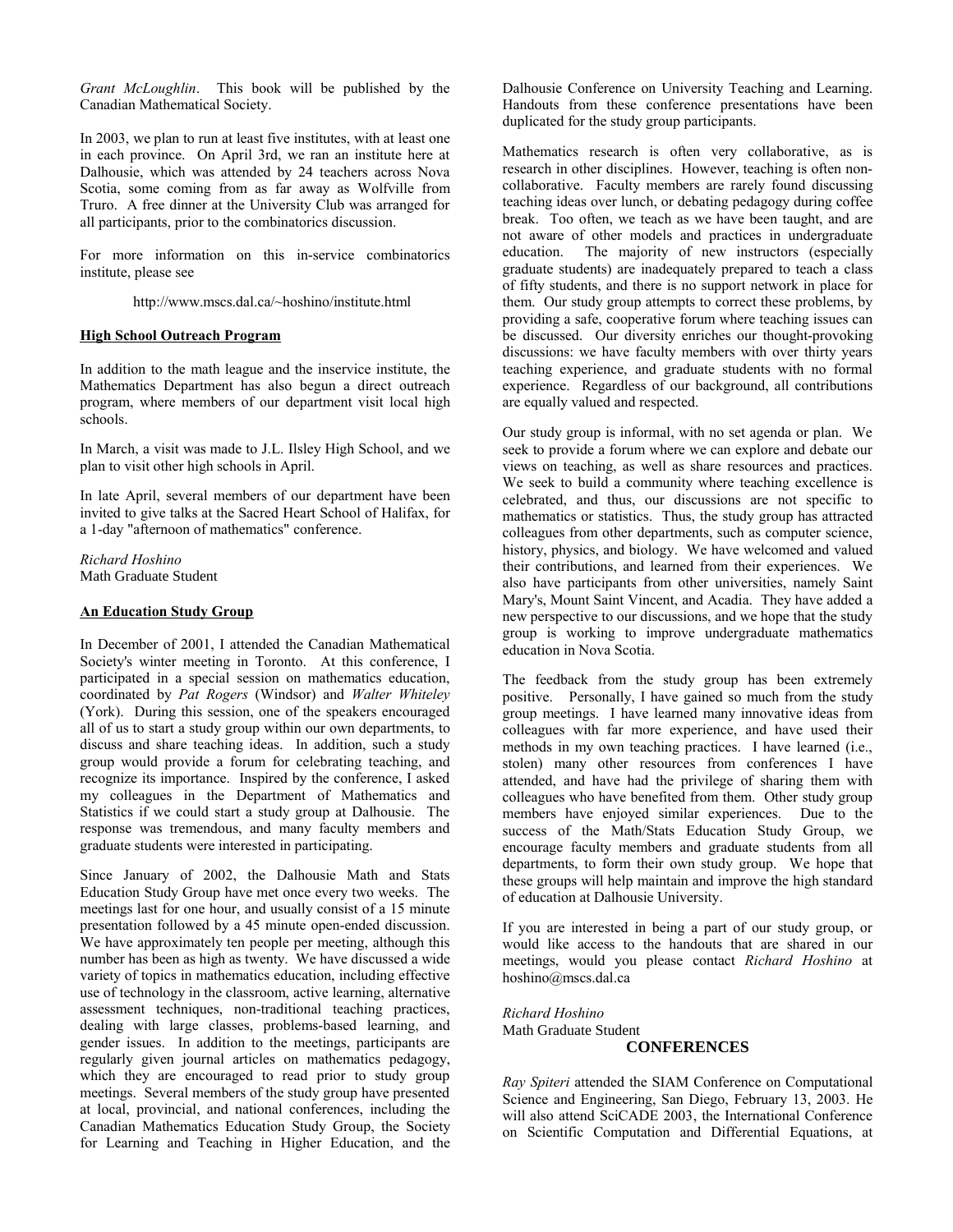*Grant McLoughlin*. This book will be published by the Canadian Mathematical Society.

In 2003, we plan to run at least five institutes, with at least one in each province. On April 3rd, we ran an institute here at Dalhousie, which was attended by 24 teachers across Nova Scotia, some coming from as far away as Wolfville from Truro. A free dinner at the University Club was arranged for all participants, prior to the combinatorics discussion.

For more information on this in-service combinatorics institute, please see

http://www.mscs.dal.ca/~hoshino/institute.html

### High School Outreach Program

In addition to the math league and the inservice institute, the Mathematics Department has also begun a direct outreach program, where members of our department visit local high schools.

In March, a visit was made to J.L. Ilsley High School, and we plan to visit other high schools in April.

In late April, several members of our department have been invited to give talks at the Sacred Heart School of Halifax, for a 1-day "afternoon of mathematics" conference.

*Richard Hoshino*
Math Graduate Student

### An Education Study Group

In December of 2001, I attended the Canadian Mathematical Society's winter meeting in Toronto. At this conference, I participated in a special session on mathematics education, coordinated by *Pat Rogers* (Windsor) and *Walter Whiteley* (York). During this session, one of the speakers encouraged all of us to start a study group within our own departments, to discuss and share teaching ideas. In addition, such a study group would provide a forum for celebrating teaching, and recognize its importance. Inspired by the conference, I asked my colleagues in the Department of Mathematics and Statistics if we could start a study group at Dalhousie. The response was tremendous, and many faculty members and graduate students were interested in participating.

Since January of 2002, the Dalhousie Math and Stats Education Study Group have met once every two weeks. The meetings last for one hour, and usually consist of a 15 minute presentation followed by a 45 minute open-ended discussion. We have approximately ten people per meeting, although this number has been as high as twenty. We have discussed a wide variety of topics in mathematics education, including effective use of technology in the classroom, active learning, alternative assessment techniques, non-traditional teaching practices, dealing with large classes, problems-based learning, and gender issues. In addition to the meetings, participants are regularly given journal articles on mathematics pedagogy, which they are encouraged to read prior to study group meetings. Several members of the study group have presented at local, provincial, and national conferences, including the Canadian Mathematics Education Study Group, the Society for Learning and Teaching in Higher Education, and the Dalhousie Conference on University Teaching and Learning. Handouts from these conference presentations have been duplicated for the study group participants.

Mathematics research is often very collaborative, as is research in other disciplines. However, teaching is often non-collaborative. Faculty members are rarely found discussing teaching ideas over lunch, or debating pedagogy during coffee break. Too often, we teach as we have been taught, and are not aware of other models and practices in undergraduate education. The majority of new instructors (especially graduate students) are inadequately prepared to teach a class of fifty students, and there is no support network in place for them. Our study group attempts to correct these problems, by providing a safe, cooperative forum where teaching issues can be discussed. Our diversity enriches our thought-provoking discussions: we have faculty members with over thirty years teaching experience, and graduate students with no formal experience. Regardless of our background, all contributions are equally valued and respected.

Our study group is informal, with no set agenda or plan. We seek to provide a forum where we can explore and debate our views on teaching, as well as share resources and practices. We seek to build a community where teaching excellence is celebrated, and thus, our discussions are not specific to mathematics or statistics. Thus, the study group has attracted colleagues from other departments, such as computer science, history, physics, and biology. We have welcomed and valued their contributions, and learned from their experiences. We also have participants from other universities, namely Saint Mary's, Mount Saint Vincent, and Acadia. They have added a new perspective to our discussions, and we hope that the study group is working to improve undergraduate mathematics education in Nova Scotia.

The feedback from the study group has been extremely positive. Personally, I have gained so much from the study group meetings. I have learned many innovative ideas from colleagues with far more experience, and have used their methods in my own teaching practices. I have learned (i.e., stolen) many other resources from conferences I have attended, and have had the privilege of sharing them with colleagues who have benefited from them. Other study group members have enjoyed similar experiences. Due to the success of the Math/Stats Education Study Group, we encourage faculty members and graduate students from all departments, to form their own study group. We hope that these groups will help maintain and improve the high standard of education at Dalhousie University.

If you are interested in being a part of our study group, or would like access to the handouts that are shared in our meetings, would you please contact *Richard Hoshino* at hoshino@mscs.dal.ca

*Richard Hoshino*
Math Graduate Student

## CONFERENCES

*Ray Spiteri* attended the SIAM Conference on Computational Science and Engineering, San Diego, February 13, 2003. He will also attend SciCADE 2003, the International Conference on Scientific Computation and Differential Equations, at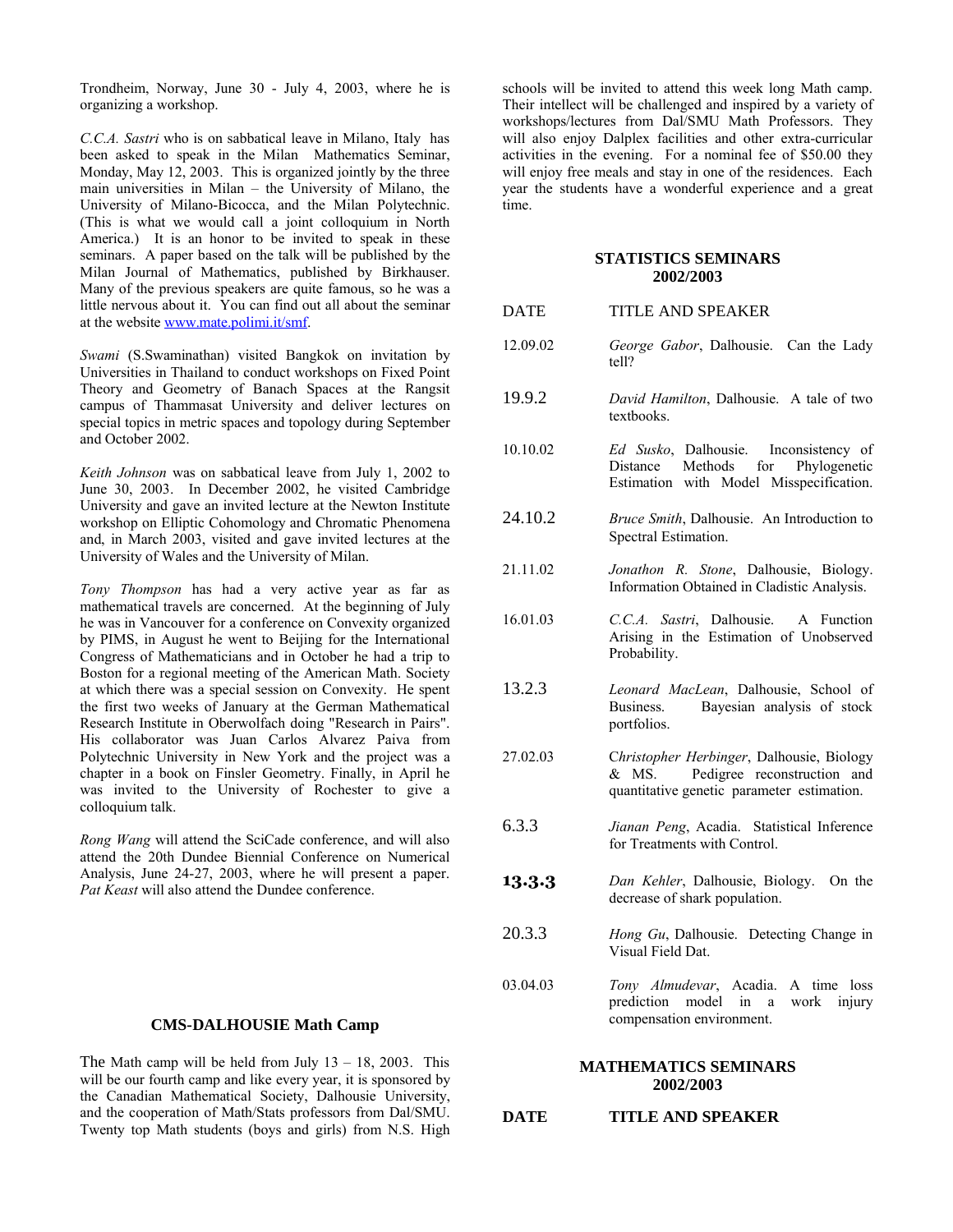Trondheim, Norway, June 30 - July 4, 2003, where he is organizing a workshop.

*C.C.A. Sastri* who is on sabbatical leave in Milano, Italy has been asked to speak in the Milan Mathematics Seminar, Monday, May 12, 2003. This is organized jointly by the three main universities in Milan – the University of Milano, the University of Milano-Bicocca, and the Milan Polytechnic. (This is what we would call a joint colloquium in North America.) It is an honor to be invited to speak in these seminars. A paper based on the talk will be published by the Milan Journal of Mathematics, published by Birkhauser. Many of the previous speakers are quite famous, so he was a little nervous about it. You can find out all about the seminar at the website www.mate.polimi.it/smf.

*Swami* (S.Swaminathan) visited Bangkok on invitation by Universities in Thailand to conduct workshops on Fixed Point Theory and Geometry of Banach Spaces at the Rangsit campus of Thammasat University and deliver lectures on special topics in metric spaces and topology during September and October 2002.

*Keith Johnson* was on sabbatical leave from July 1, 2002 to June 30, 2003. In December 2002, he visited Cambridge University and gave an invited lecture at the Newton Institute workshop on Elliptic Cohomology and Chromatic Phenomena and, in March 2003, visited and gave invited lectures at the University of Wales and the University of Milan.

*Tony Thompson* has had a very active year as far as mathematical travels are concerned. At the beginning of July he was in Vancouver for a conference on Convexity organized by PIMS, in August he went to Beijing for the International Congress of Mathematicians and in October he had a trip to Boston for a regional meeting of the American Math. Society at which there was a special session on Convexity. He spent the first two weeks of January at the German Mathematical Research Institute in Oberwolfach doing "Research in Pairs". His collaborator was Juan Carlos Alvarez Paiva from Polytechnic University in New York and the project was a chapter in a book on Finsler Geometry. Finally, in April he was invited to the University of Rochester to give a colloquium talk.

*Rong Wang* will attend the SciCade conference, and will also attend the 20th Dundee Biennial Conference on Numerical Analysis, June 24-27, 2003, where he will present a paper. *Pat Keast* will also attend the Dundee conference.

## CMS-DALHOUSIE Math Camp

The Math camp will be held from July 13 – 18, 2003. This will be our fourth camp and like every year, it is sponsored by the Canadian Mathematical Society, Dalhousie University, and the cooperation of Math/Stats professors from Dal/SMU. Twenty top Math students (boys and girls) from N.S. High schools will be invited to attend this week long Math camp. Their intellect will be challenged and inspired by a variety of workshops/lectures from Dal/SMU Math Professors. They will also enjoy Dalplex facilities and other extra-curricular activities in the evening. For a nominal fee of $50.00 they will enjoy free meals and stay in one of the residences. Each year the students have a wonderful experience and a great time.

## STATISTICS SEMINARS 2002/2003

| DATE | TITLE AND SPEAKER |
|---|---|
| 12.09.02 | *George Gabor*, Dalhousie. Can the Lady tell? |
| 19.9.2 | *David Hamilton*, Dalhousie. A tale of two textbooks. |
| 10.10.02 | *Ed Susko*, Dalhousie. Inconsistency of Distance Methods for Phylogenetic Estimation with Model Misspecification. |
| 24.10.2 | *Bruce Smith*, Dalhousie. An Introduction to Spectral Estimation. |
| 21.11.02 | *Jonathon R. Stone*, Dalhousie, Biology. Information Obtained in Cladistic Analysis. |
| 16.01.03 | *C.C.A. Sastri*, Dalhousie. A Function Arising in the Estimation of Unobserved Probability. |
| 13.2.3 | *Leonard MacLean*, Dalhousie, School of Business. Bayesian analysis of stock portfolios. |
| 27.02.03 | *Christopher Herbinger*, Dalhousie, Biology & MS. Pedigree reconstruction and quantitative genetic parameter estimation. |
| 6.3.3 | *Jianan Peng*, Acadia. Statistical Inference for Treatments with Control. |
| 13.3.3 | *Dan Kehler*, Dalhousie, Biology. On the decrease of shark population. |
| 20.3.3 | *Hong Gu*, Dalhousie. Detecting Change in Visual Field Dat. |
| 03.04.03 | *Tony Almudevar*, Acadia. A time loss prediction model in a work injury compensation environment. |

## MATHEMATICS SEMINARS 2002/2003

| **DATE** | **TITLE AND SPEAKER** |
|---|---|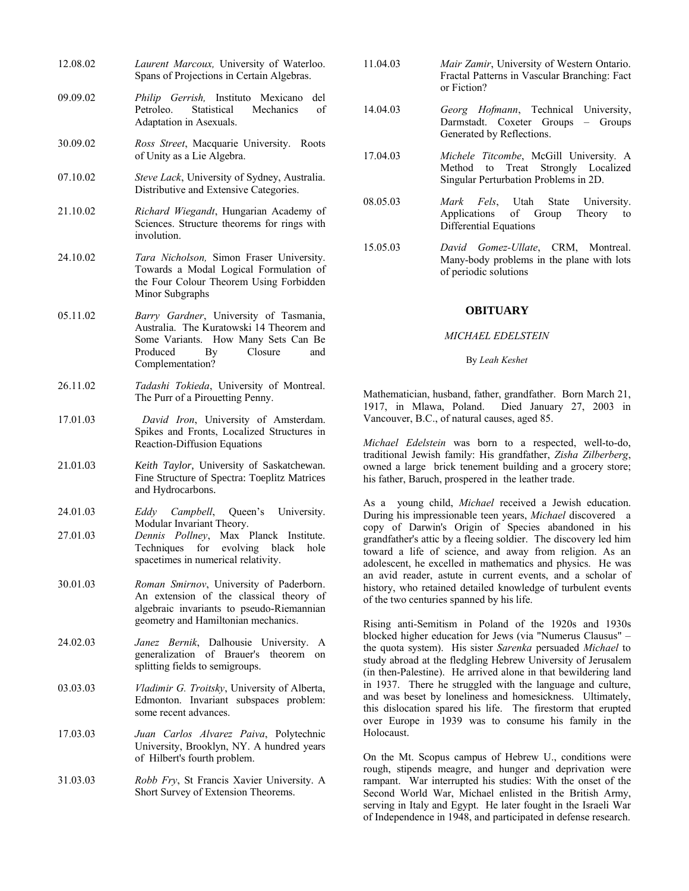12.08.02 *Laurent Marcoux,* University of Waterloo. Spans of Projections in Certain Algebras.

09.09.02 *Philip Gerrish,* Instituto Mexicano del Petroleo. Statistical Mechanics of Adaptation in Asexuals.

30.09.02 *Ross Street*, Macquarie University. Roots of Unity as a Lie Algebra.

07.10.02 *Steve Lack*, University of Sydney, Australia. Distributive and Extensive Categories.

21.10.02 *Richard Wiegandt*, Hungarian Academy of Sciences. Structure theorems for rings with involution.

24.10.02 *Tara Nicholson,* Simon Fraser University. Towards a Modal Logical Formulation of the Four Colour Theorem Using Forbidden Minor Subgraphs

05.11.02 *Barry Gardner*, University of Tasmania, Australia. The Kuratowski 14 Theorem and Some Variants. How Many Sets Can Be Produced By Closure and Complementation?

26.11.02 *Tadashi Tokieda*, University of Montreal. The Purr of a Pirouetting Penny.

17.01.03 *David Iron*, University of Amsterdam. Spikes and Fronts, Localized Structures in Reaction-Diffusion Equations

21.01.03 *Keith Taylor,* University of Saskatchewan. Fine Structure of Spectra: Toeplitz Matrices and Hydrocarbons.

24.01.03 *Eddy Campbell*, Queen's University. Modular Invariant Theory.

27.01.03 *Dennis Pollney*, Max Planck Institute. Techniques for evolving black hole spacetimes in numerical relativity.

30.01.03 *Roman Smirnov*, University of Paderborn. An extension of the classical theory of algebraic invariants to pseudo-Riemannian geometry and Hamiltonian mechanics.

24.02.03 *Janez Bernik*, Dalhousie University. A generalization of Brauer's theorem on splitting fields to semigroups.

03.03.03 *Vladimir G. Troitsky*, University of Alberta, Edmonton. Invariant subspaces problem: some recent advances.

17.03.03 *Juan Carlos Alvarez Paiva*, Polytechnic University, Brooklyn, NY. A hundred years of Hilbert's fourth problem.

31.03.03 *Robb Fry*, St Francis Xavier University. A Short Survey of Extension Theorems.

11.04.03 *Mair Zamir*, University of Western Ontario. Fractal Patterns in Vascular Branching: Fact or Fiction?

14.04.03 *Georg Hofmann*, Technical University, Darmstadt. Coxeter Groups – Groups Generated by Reflections.

17.04.03 *Michele Titcombe*, McGill University. A Method to Treat Strongly Localized Singular Perturbation Problems in 2D.

08.05.03 *Mark Fels*, Utah State University. Applications of Group Theory to Differential Equations

15.05.03 *David Gomez-Ullate*, CRM, Montreal. Many-body problems in the plane with lots of periodic solutions

## OBITUARY

### *MICHAEL EDELSTEIN*

By *Leah Keshet*

Mathematician, husband, father, grandfather. Born March 21, 1917, in Mlawa, Poland. Died January 27, 2003 in Vancouver, B.C., of natural causes, aged 85.

*Michael Edelstein* was born to a respected, well-to-do, traditional Jewish family: His grandfather, *Zisha Zilberberg*, owned a large brick tenement building and a grocery store; his father, Baruch, prospered in the leather trade.

As a young child, *Michael* received a Jewish education. During his impressionable teen years, *Michael* discovered a copy of Darwin's Origin of Species abandoned in his grandfather's attic by a fleeing soldier. The discovery led him toward a life of science, and away from religion. As an adolescent, he excelled in mathematics and physics. He was an avid reader, astute in current events, and a scholar of history, who retained detailed knowledge of turbulent events of the two centuries spanned by his life.

Rising anti-Semitism in Poland of the 1920s and 1930s blocked higher education for Jews (via "Numerus Clausus" – the quota system). His sister *Sarenka* persuaded *Michael* to study abroad at the fledgling Hebrew University of Jerusalem (in then-Palestine). He arrived alone in that bewildering land in 1937. There he struggled with the language and culture, and was beset by loneliness and homesickness. Ultimately, this dislocation spared his life. The firestorm that erupted over Europe in 1939 was to consume his family in the Holocaust.

On the Mt. Scopus campus of Hebrew U., conditions were rough, stipends meagre, and hunger and deprivation were rampant. War interrupted his studies: With the onset of the Second World War, Michael enlisted in the British Army, serving in Italy and Egypt. He later fought in the Israeli War of Independence in 1948, and participated in defense research.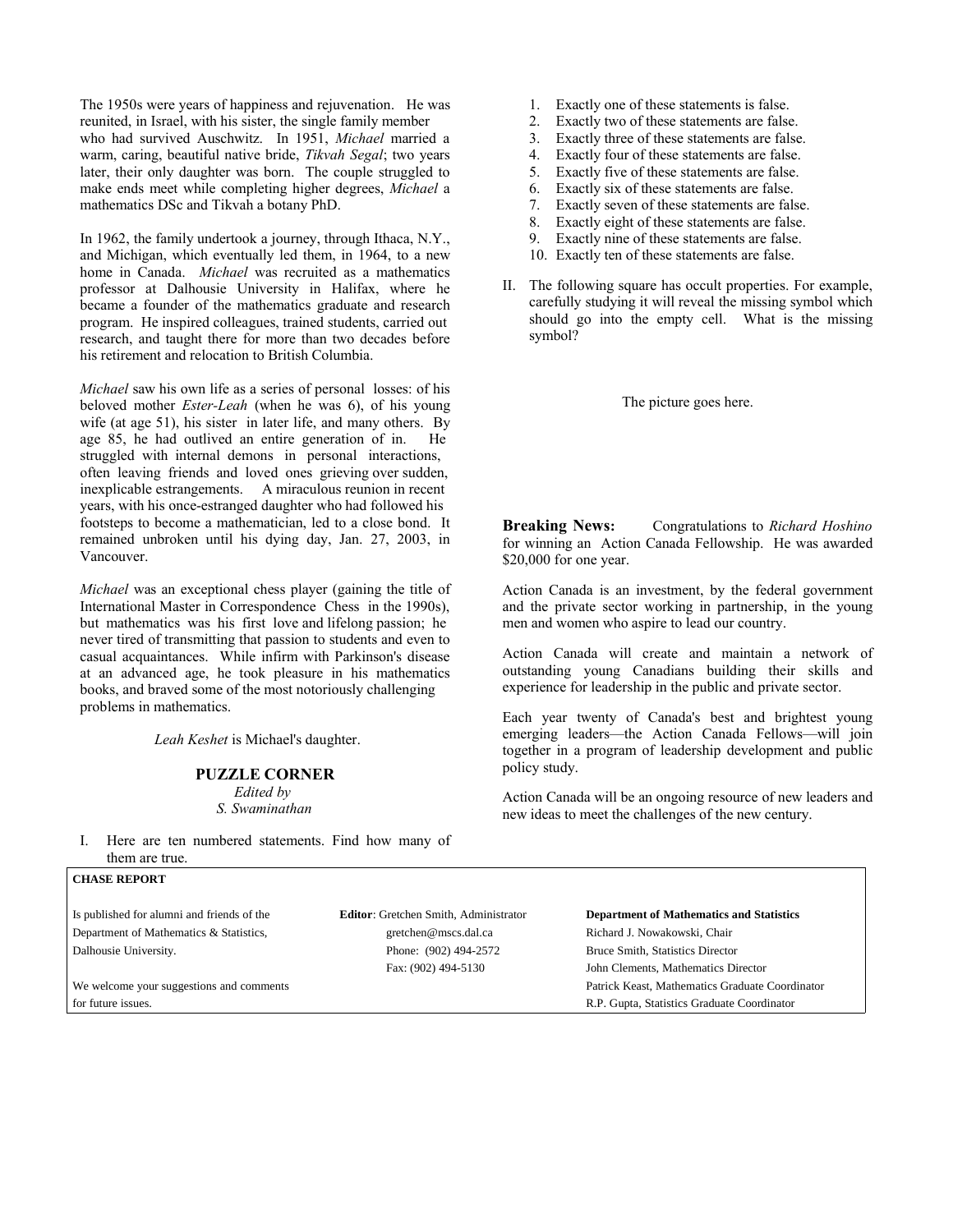The 1950s were years of happiness and rejuvenation. He was reunited, in Israel, with his sister, the single family member who had survived Auschwitz. In 1951, *Michael* married a warm, caring, beautiful native bride, *Tikvah Segal*; two years later, their only daughter was born. The couple struggled to make ends meet while completing higher degrees, *Michael* a mathematics DSc and Tikvah a botany PhD.

In 1962, the family undertook a journey, through Ithaca, N.Y., and Michigan, which eventually led them, in 1964, to a new home in Canada. *Michael* was recruited as a mathematics professor at Dalhousie University in Halifax, where he became a founder of the mathematics graduate and research program. He inspired colleagues, trained students, carried out research, and taught there for more than two decades before his retirement and relocation to British Columbia.

*Michael* saw his own life as a series of personal losses: of his beloved mother *Ester-Leah* (when he was 6), of his young wife (at age 51), his sister in later life, and many others. By age 85, he had outlived an entire generation of in. He struggled with internal demons in personal interactions, often leaving friends and loved ones grieving over sudden, inexplicable estrangements. A miraculous reunion in recent years, with his once-estranged daughter who had followed his footsteps to become a mathematician, led to a close bond. It remained unbroken until his dying day, Jan. 27, 2003, in Vancouver.

*Michael* was an exceptional chess player (gaining the title of International Master in Correspondence Chess in the 1990s), but mathematics was his first love and lifelong passion; he never tired of transmitting that passion to students and even to casual acquaintances. While infirm with Parkinson's disease at an advanced age, he took pleasure in his mathematics books, and braved some of the most notoriously challenging problems in mathematics.

*Leah Keshet* is Michael's daughter.

## PUZZLE CORNER

*Edited by*
*S. Swaminathan*

I. Here are ten numbered statements. Find how many of them are true.

1. Exactly one of these statements is false.
2. Exactly two of these statements are false.
3. Exactly three of these statements are false.
4. Exactly four of these statements are false.
5. Exactly five of these statements are false.
6. Exactly six of these statements are false.
7. Exactly seven of these statements are false.
8. Exactly eight of these statements are false.
9. Exactly nine of these statements are false.
10. Exactly ten of these statements are false.

II. The following square has occult properties. For example, carefully studying it will reveal the missing symbol which should go into the empty cell. What is the missing symbol?

The picture goes here.

**Breaking News:** Congratulations to *Richard Hoshino* for winning an Action Canada Fellowship. He was awarded $20,000 for one year.

Action Canada is an investment, by the federal government and the private sector working in partnership, in the young men and women who aspire to lead our country.

Action Canada will create and maintain a network of outstanding young Canadians building their skills and experience for leadership in the public and private sector.

Each year twenty of Canada's best and brightest young emerging leaders—the Action Canada Fellows—will join together in a program of leadership development and public policy study.

Action Canada will be an ongoing resource of new leaders and new ideas to meet the challenges of the new century.

**CHASE REPORT**

Is published for alumni and friends of the Department of Mathematics & Statistics, Dalhousie University.

We welcome your suggestions and comments for future issues.

**Editor**: Gretchen Smith, Administrator
gretchen@mscs.dal.ca
Phone: (902) 494-2572
Fax: (902) 494-5130

**Department of Mathematics and Statistics**
Richard J. Nowakowski, Chair
Bruce Smith, Statistics Director
John Clements, Mathematics Director
Patrick Keast, Mathematics Graduate Coordinator
R.P. Gupta, Statistics Graduate Coordinator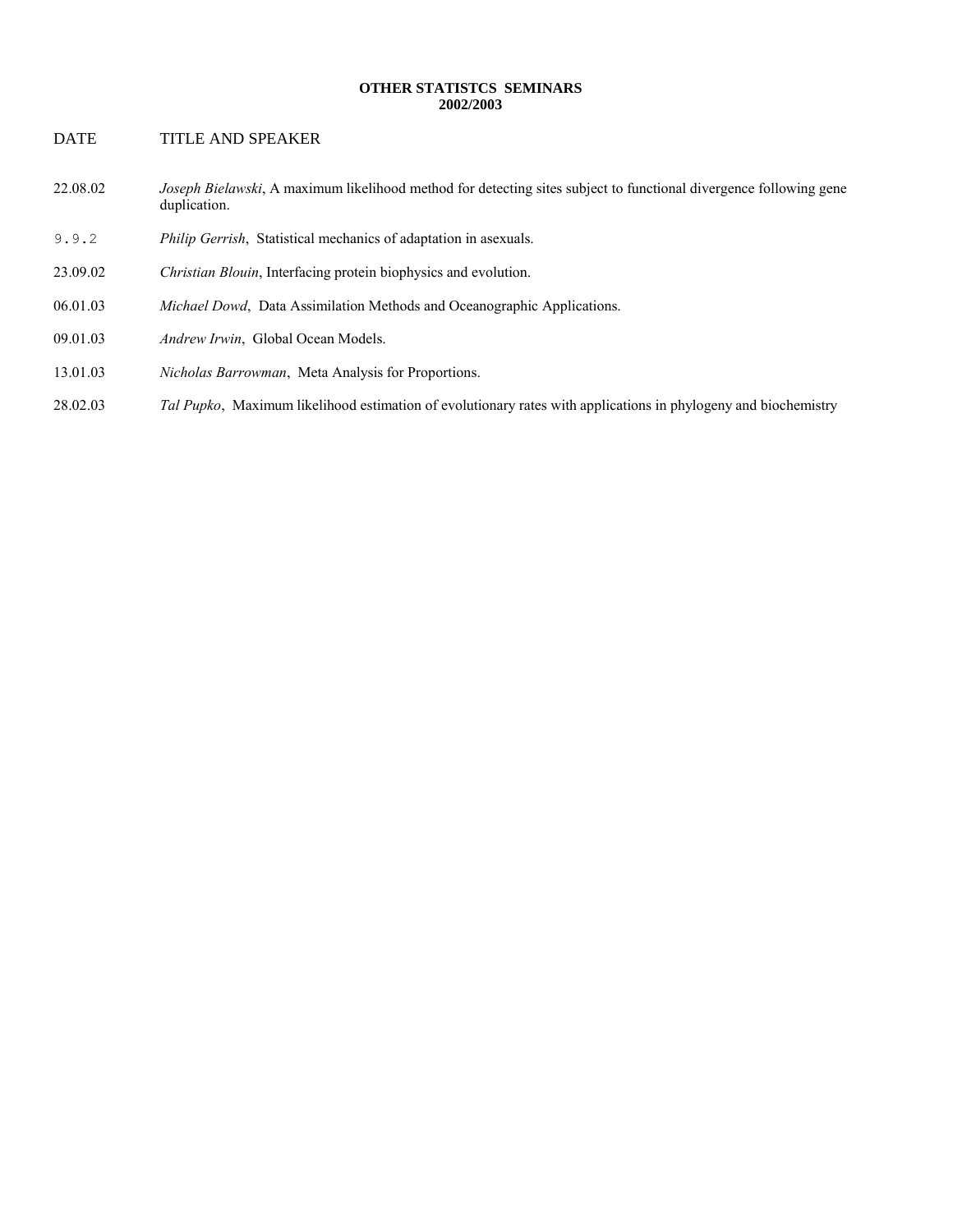**OTHER STATISTCS SEMINARS**
**2002/2003**

| DATE | TITLE AND SPEAKER |
|---|---|
| 22.08.02 | *Joseph Bielawski*, A maximum likelihood method for detecting sites subject to functional divergence following gene duplication. |
| 9.9.2 | *Philip Gerrish*, Statistical mechanics of adaptation in asexuals. |
| 23.09.02 | *Christian Blouin*, Interfacing protein biophysics and evolution. |
| 06.01.03 | *Michael Dowd*, Data Assimilation Methods and Oceanographic Applications. |
| 09.01.03 | *Andrew Irwin*, Global Ocean Models. |
| 13.01.03 | *Nicholas Barrowman*, Meta Analysis for Proportions. |
| 28.02.03 | *Tal Pupko*, Maximum likelihood estimation of evolutionary rates with applications in phylogeny and biochemistry |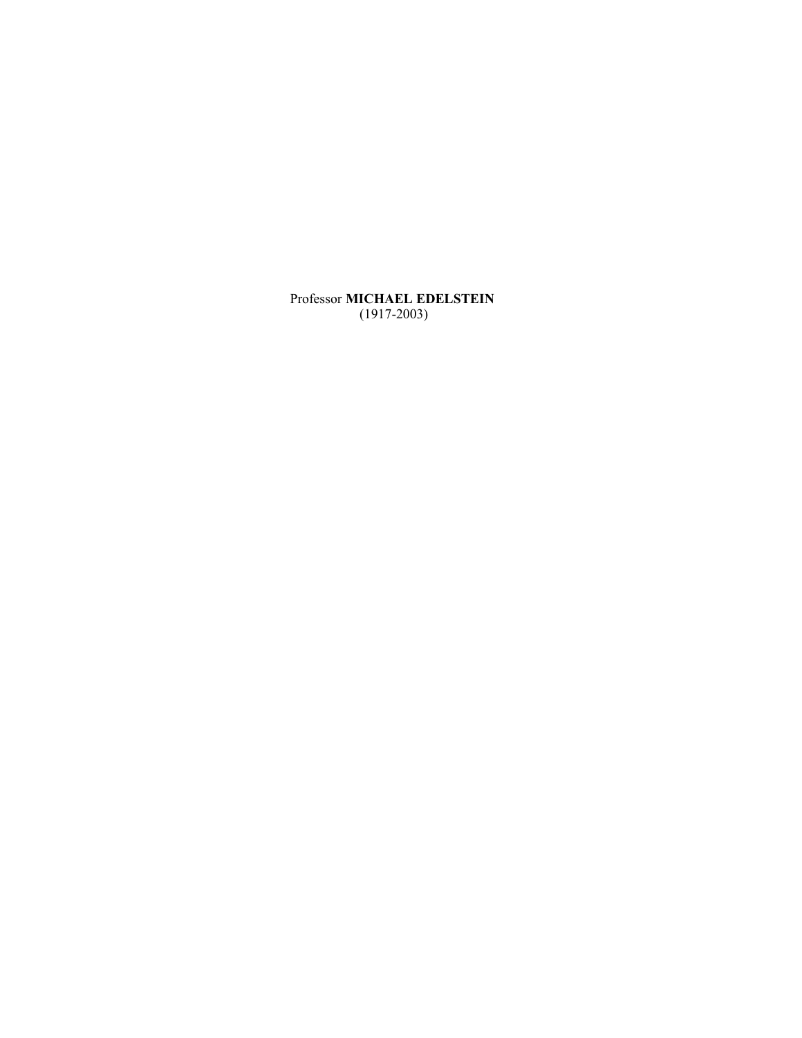Professor **MICHAEL EDELSTEIN**
(1917-2003)